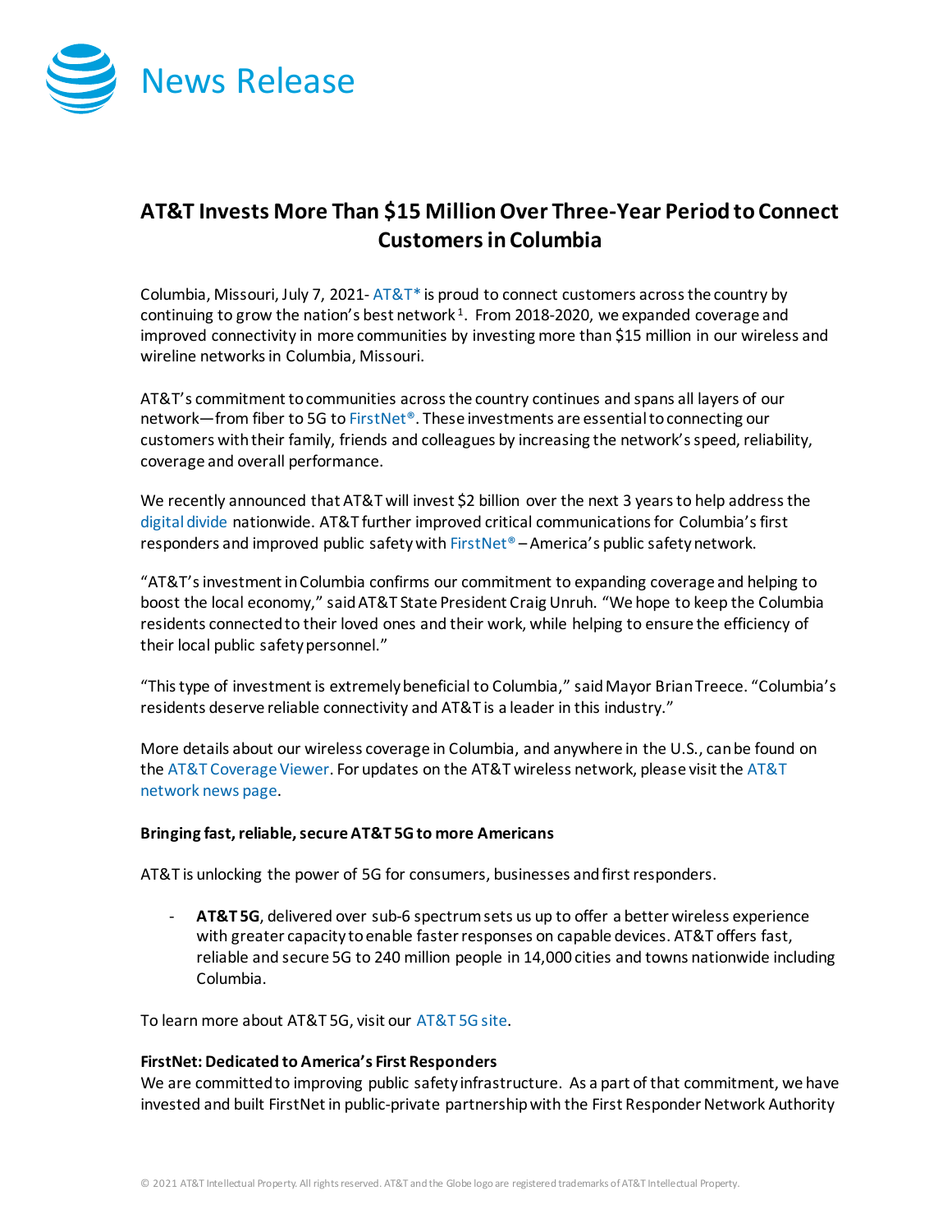# News Release

## AT&T Invests More Than $15 Million Over Three-Year Period to Connect Customers in Columbia

Columbia, Missouri, July 7, 2021- AT&T* is proud to connect customers across the country by continuing to grow the nation's best network[1]. From 2018-2020, we expanded coverage and improved connectivity in more communities by investing more than $15 million in our wireless and wireline networks in Columbia, Missouri.

AT&T's commitment to communities across the country continues and spans all layers of our network—from fiber to 5G to FirstNet®. These investments are essential to connecting our customers with their family, friends and colleagues by increasing the network's speed, reliability, coverage and overall performance.

We recently announced that AT&T will invest $2 billion over the next 3 years to help address the digital divide nationwide. AT&T further improved critical communications for Columbia's first responders and improved public safety with FirstNet® – America's public safety network.

"AT&T's investment in Columbia confirms our commitment to expanding coverage and helping to boost the local economy," said AT&T State President Craig Unruh. "We hope to keep the Columbia residents connected to their loved ones and their work, while helping to ensure the efficiency of their local public safety personnel."

"This type of investment is extremely beneficial to Columbia," said Mayor Brian Treece. "Columbia's residents deserve reliable connectivity and AT&T is a leader in this industry."

More details about our wireless coverage in Columbia, and anywhere in the U.S., can be found on the AT&T Coverage Viewer. For updates on the AT&T wireless network, please visit the AT&T network news page.

**Bringing fast, reliable, secure AT&T 5G to more Americans**

AT&T is unlocking the power of 5G for consumers, businesses and first responders.

- **AT&T 5G**, delivered over sub-6 spectrum sets us up to offer a better wireless experience with greater capacity to enable faster responses on capable devices. AT&T offers fast, reliable and secure 5G to 240 million people in 14,000 cities and towns nationwide including Columbia.

To learn more about AT&T 5G, visit our AT&T 5G site.

**FirstNet: Dedicated to America's First Responders**

We are committed to improving public safety infrastructure. As a part of that commitment, we have invested and built FirstNet in public-private partnership with the First Responder Network Authority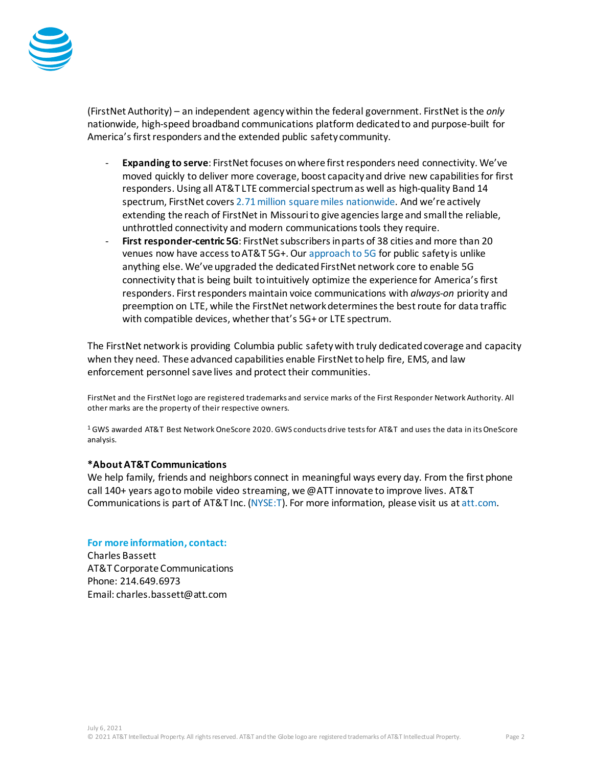(FirstNet Authority) – an independent agency within the federal government. FirstNet is the *only* nationwide, high-speed broadband communications platform dedicated to and purpose-built for America's first responders and the extended public safety community.

- **Expanding to serve**: FirstNet focuses on where first responders need connectivity. We've moved quickly to deliver more coverage, boost capacity and drive new capabilities for first responders. Using all AT&T LTE commercial spectrum as well as high-quality Band 14 spectrum, FirstNet covers 2.71 million square miles nationwide. And we're actively extending the reach of FirstNet in Missouri to give agencies large and small the reliable, unthrottled connectivity and modern communications tools they require.
- **First responder-centric 5G**: FirstNet subscribers in parts of 38 cities and more than 20 venues now have access to AT&T 5G+. Our approach to 5G for public safety is unlike anything else. We've upgraded the dedicated FirstNet network core to enable 5G connectivity that is being built to intuitively optimize the experience for America's first responders. First responders maintain voice communications with *always-on* priority and preemption on LTE, while the FirstNet network determines the best route for data traffic with compatible devices, whether that's 5G+ or LTE spectrum.

The FirstNet network is providing Columbia public safety with truly dedicated coverage and capacity when they need. These advanced capabilities enable FirstNet to help fire, EMS, and law enforcement personnel save lives and protect their communities.

FirstNet and the FirstNet logo are registered trademarks and service marks of the First Responder Network Authority. All other marks are the property of their respective owners.

[1] GWS awarded AT&T Best Network OneScore 2020. GWS conducts drive tests for AT&T and uses the data in its OneScore analysis.

**\*About AT&T Communications**

We help family, friends and neighbors connect in meaningful ways every day. From the first phone call 140+ years ago to mobile video streaming, we @ATT innovate to improve lives. AT&T Communications is part of AT&T Inc. (NYSE:T). For more information, please visit us at att.com.

**For more information, contact:**

Charles Bassett
AT&T Corporate Communications
Phone: 214.649.6973
Email: charles.bassett@att.com

July 6, 2021
© 2021 AT&T Intellectual Property. All rights reserved. AT&T and the Globe logo are registered trademarks of AT&T Intellectual Property.